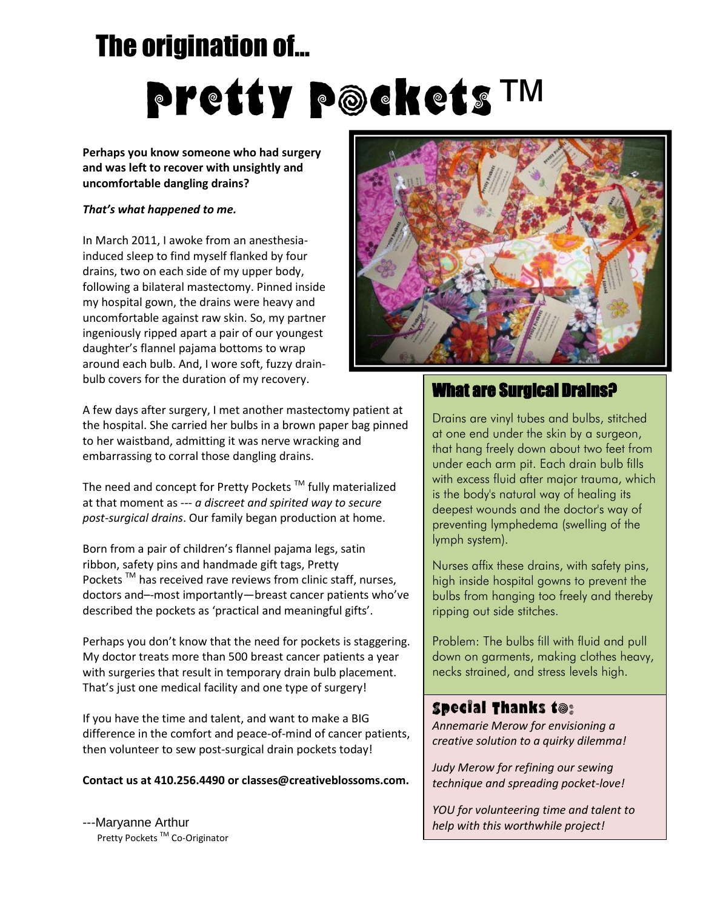# The origination of...

# Pretty Pockets™

**Perhaps you know someone who had surgery and was left to recover with unsightly and uncomfortable dangling drains?**

***That's what happened to me.***

In March 2011, I awoke from an anesthesia-induced sleep to find myself flanked by four drains, two on each side of my upper body, following a bilateral mastectomy. Pinned inside my hospital gown, the drains were heavy and uncomfortable against raw skin. So, my partner ingeniously ripped apart a pair of our youngest daughter's flannel pajama bottoms to wrap around each bulb. And, I wore soft, fuzzy drain-bulb covers for the duration of my recovery.

A few days after surgery, I met another mastectomy patient at the hospital. She carried her bulbs in a brown paper bag pinned to her waistband, admitting it was nerve wracking and embarrassing to corral those dangling drains.

The need and concept for Pretty Pockets ™ fully materialized at that moment as --- *a discreet and spirited way to secure post-surgical drains*. Our family began production at home.

Born from a pair of children's flannel pajama legs, satin ribbon, safety pins and handmade gift tags, Pretty Pockets ™ has received rave reviews from clinic staff, nurses, doctors and–-most importantly—breast cancer patients who've described the pockets as 'practical and meaningful gifts'.

Perhaps you don't know that the need for pockets is staggering. My doctor treats more than 500 breast cancer patients a year with surgeries that result in temporary drain bulb placement. That's just one medical facility and one type of surgery!

If you have the time and talent, and want to make a BIG difference in the comfort and peace-of-mind of cancer patients, then volunteer to sew post-surgical drain pockets today!

**Contact us at 410.256.4490 or classes@creativeblossoms.com.**

---Maryanne Arthur
Pretty Pockets ™ Co-Originator

## What are Surgical Drains?

Drains are vinyl tubes and bulbs, stitched at one end under the skin by a surgeon, that hang freely down about two feet from under each arm pit. Each drain bulb fills with excess fluid after major trauma, which is the body's natural way of healing its deepest wounds and the doctor's way of preventing lymphedema (swelling of the lymph system).

Nurses affix these drains, with safety pins, high inside hospital gowns to prevent the bulbs from hanging too freely and thereby ripping out side stitches.

Problem: The bulbs fill with fluid and pull down on garments, making clothes heavy, necks strained, and stress levels high.

## Special Thanks to:

*Annemarie Merow for envisioning a creative solution to a quirky dilemma!*

*Judy Merow for refining our sewing technique and spreading pocket-love!*

*YOU for volunteering time and talent to help with this worthwhile project!*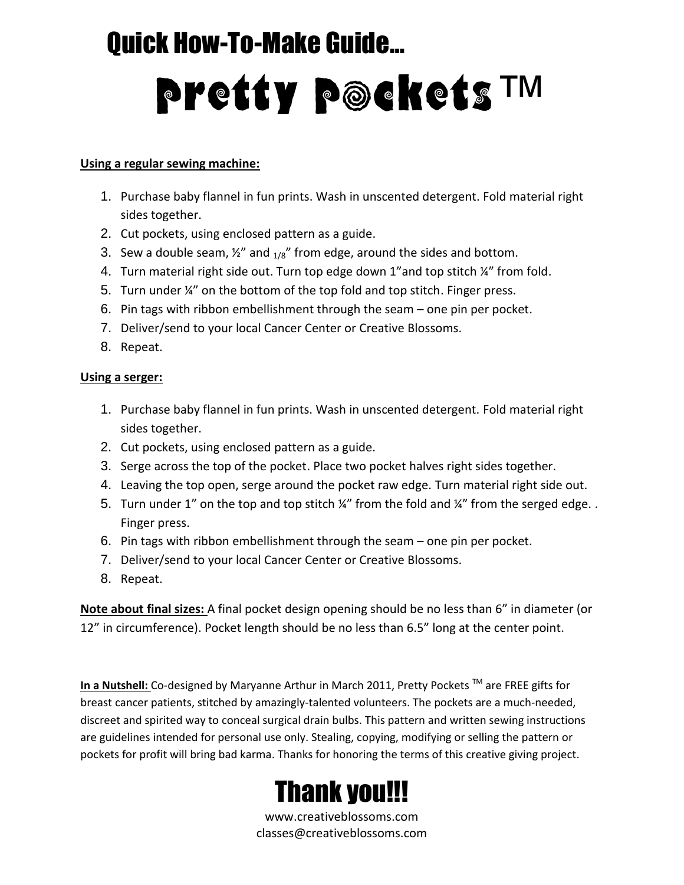# Quick How-To-Make Guide...

# Pretty Pockets™

**Using a regular sewing machine:**

1. Purchase baby flannel in fun prints. Wash in unscented detergent. Fold material right sides together.
2. Cut pockets, using enclosed pattern as a guide.
3. Sew a double seam, ½" and $_{1/8}$" from edge, around the sides and bottom.
4. Turn material right side out. Turn top edge down 1"and top stitch ¼" from fold.
5. Turn under ¼" on the bottom of the top fold and top stitch. Finger press.
6. Pin tags with ribbon embellishment through the seam – one pin per pocket.
7. Deliver/send to your local Cancer Center or Creative Blossoms.
8. Repeat.

**Using a serger:**

1. Purchase baby flannel in fun prints. Wash in unscented detergent. Fold material right sides together.
2. Cut pockets, using enclosed pattern as a guide.
3. Serge across the top of the pocket. Place two pocket halves right sides together.
4. Leaving the top open, serge around the pocket raw edge. Turn material right side out.
5. Turn under 1" on the top and top stitch ¼" from the fold and ¼" from the serged edge. . Finger press.
6. Pin tags with ribbon embellishment through the seam – one pin per pocket.
7. Deliver/send to your local Cancer Center or Creative Blossoms.
8. Repeat.

**Note about final sizes:** A final pocket design opening should be no less than 6" in diameter (or 12" in circumference). Pocket length should be no less than 6.5" long at the center point.

**In a Nutshell:** Co-designed by Maryanne Arthur in March 2011, Pretty Pockets ™ are FREE gifts for breast cancer patients, stitched by amazingly-talented volunteers. The pockets are a much-needed, discreet and spirited way to conceal surgical drain bulbs. This pattern and written sewing instructions are guidelines intended for personal use only. Stealing, copying, modifying or selling the pattern or pockets for profit will bring bad karma. Thanks for honoring the terms of this creative giving project.

# Thank you!!!

www.creativeblossoms.com
classes@creativeblossoms.com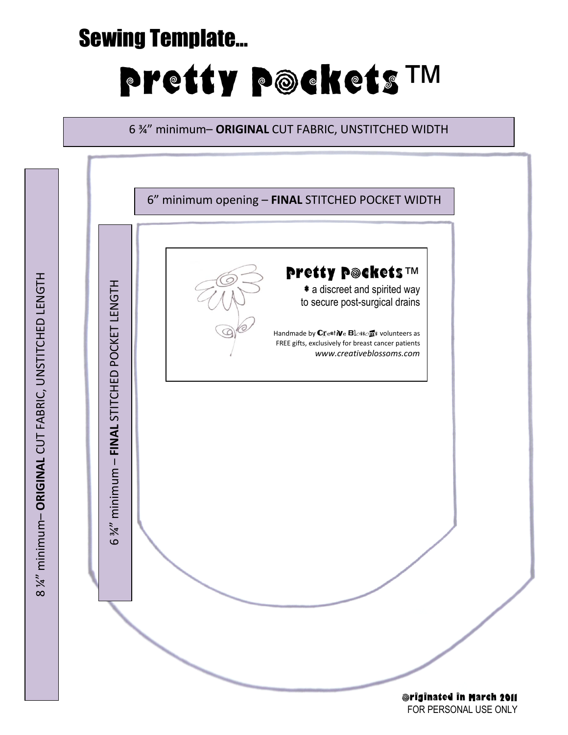# Sewing Template...

# Pretty Pockets™

6 ¾" minimum– **ORIGINAL** CUT FABRIC, UNSTITCHED WIDTH

8 ¼" minimum– **ORIGINAL** CUT FABRIC, UNSTITCHED LENGTH

6" minimum opening – **FINAL** STITCHED POCKET WIDTH

6 ¾" minimum – **FINAL** STITCHED POCKET LENGTH

**Pretty Pockets™**

* a discreet and spirited way to secure post-surgical drains

Handmade by Creative Blossoms volunteers as FREE gifts, exclusively for breast cancer patients

*www.creativeblossoms.com*

Originated in March 2011

FOR PERSONAL USE ONLY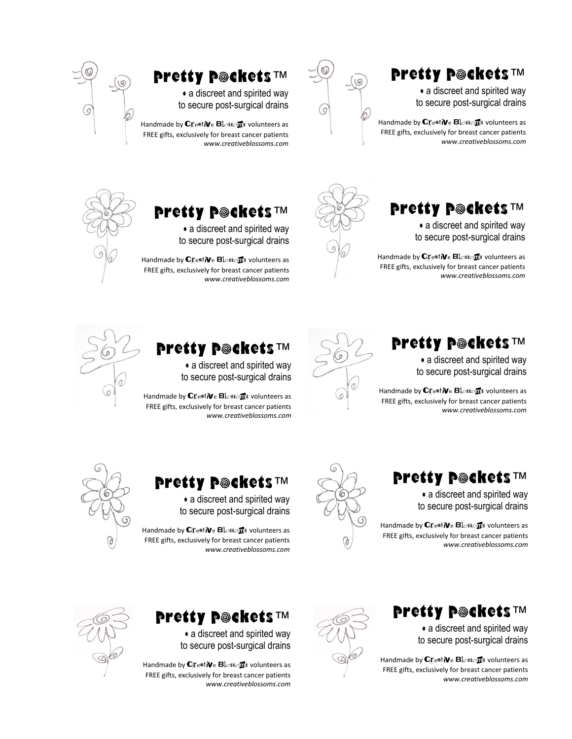**Pretty Pockets™**

• a discreet and spirited way to secure post-surgical drains

Handmade by Creative Blossoms volunteers as FREE gifts, exclusively for breast cancer patients
*www.creativeblossoms.com*

**Pretty Pockets™**

• a discreet and spirited way to secure post-surgical drains

Handmade by Creative Blossoms volunteers as FREE gifts, exclusively for breast cancer patients
*www.creativeblossoms.com*

**Pretty Pockets™**

• a discreet and spirited way to secure post-surgical drains

Handmade by Creative Blossoms volunteers as FREE gifts, exclusively for breast cancer patients
*www.creativeblossoms.com*

**Pretty Pockets™**

• a discreet and spirited way to secure post-surgical drains

Handmade by Creative Blossoms volunteers as FREE gifts, exclusively for breast cancer patients
*www.creativeblossoms.com*

**Pretty Pockets™**

• a discreet and spirited way to secure post-surgical drains

Handmade by Creative Blossoms volunteers as FREE gifts, exclusively for breast cancer patients
*www.creativeblossoms.com*

**Pretty Pockets™**

• a discreet and spirited way to secure post-surgical drains

Handmade by Creative Blossoms volunteers as FREE gifts, exclusively for breast cancer patients
*www.creativeblossoms.com*

**Pretty Pockets™**

• a discreet and spirited way to secure post-surgical drains

Handmade by Creative Blossoms volunteers as FREE gifts, exclusively for breast cancer patients
*www.creativeblossoms.com*

**Pretty Pockets™**

• a discreet and spirited way to secure post-surgical drains

Handmade by Creative Blossoms volunteers as FREE gifts, exclusively for breast cancer patients
*www.creativeblossoms.com*

**Pretty Pockets™**

• a discreet and spirited way to secure post-surgical drains

Handmade by Creative Blossoms volunteers as FREE gifts, exclusively for breast cancer patients
*www.creativeblossoms.com*

**Pretty Pockets™**

• a discreet and spirited way to secure post-surgical drains

Handmade by Creative Blossoms volunteers as FREE gifts, exclusively for breast cancer patients
*www.creativeblossoms.com*